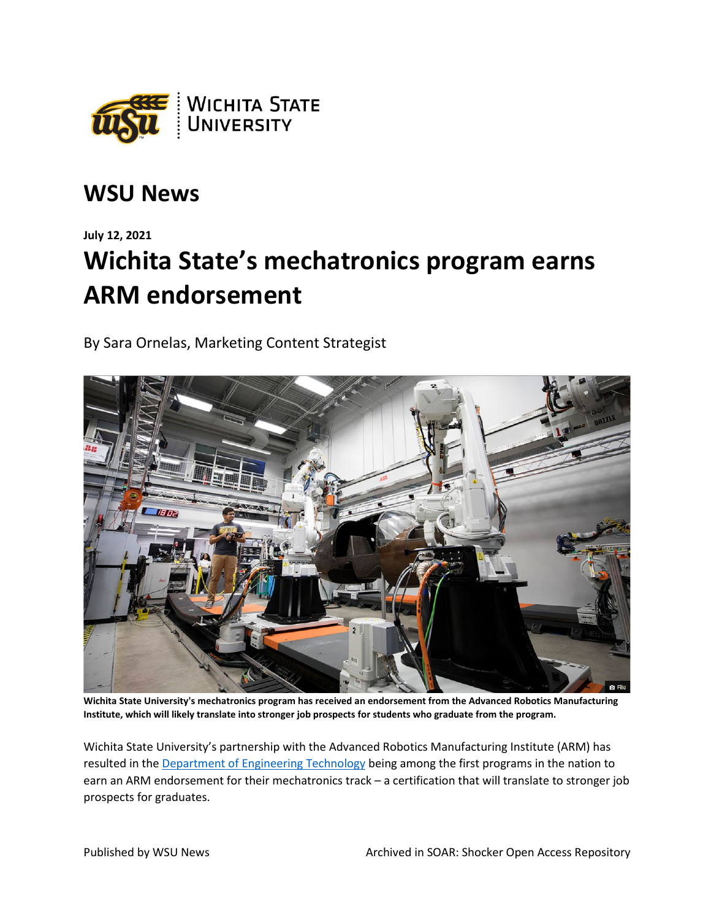# WSU News

**July 12, 2021**

# Wichita State's mechatronics program earns ARM endorsement

By Sara Ornelas, Marketing Content Strategist

**Wichita State University's mechatronics program has received an endorsement from the Advanced Robotics Manufacturing Institute, which will likely translate into stronger job prospects for students who graduate from the program.**

Wichita State University's partnership with the Advanced Robotics Manufacturing Institute (ARM) has resulted in the Department of Engineering Technology being among the first programs in the nation to earn an ARM endorsement for their mechatronics track – a certification that will translate to stronger job prospects for graduates.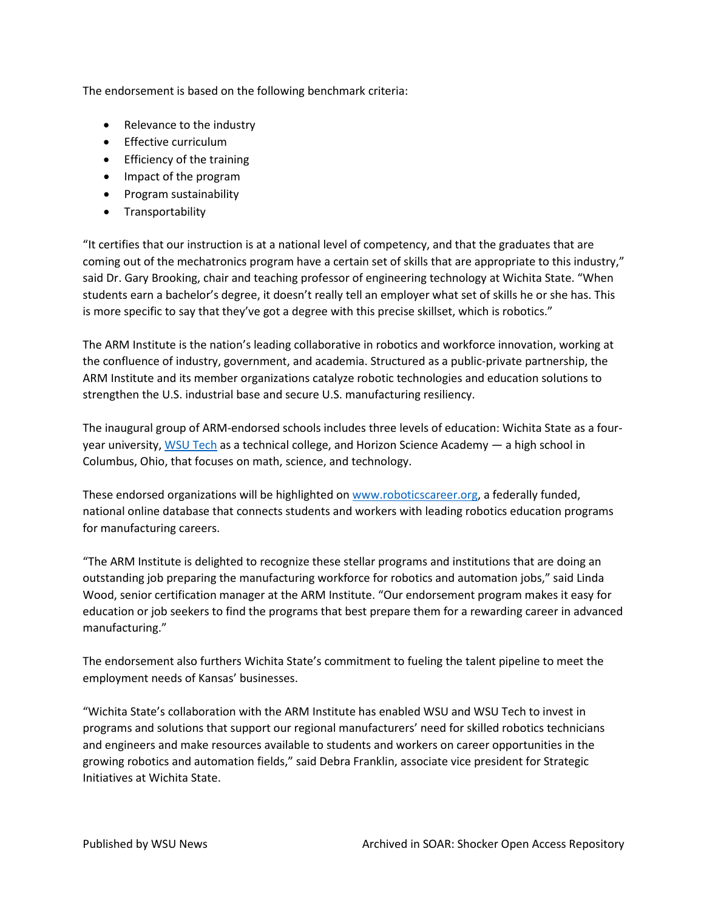The endorsement is based on the following benchmark criteria:

- Relevance to the industry
- Effective curriculum
- Efficiency of the training
- Impact of the program
- Program sustainability
- Transportability

"It certifies that our instruction is at a national level of competency, and that the graduates that are coming out of the mechatronics program have a certain set of skills that are appropriate to this industry," said Dr. Gary Brooking, chair and teaching professor of engineering technology at Wichita State. "When students earn a bachelor's degree, it doesn't really tell an employer what set of skills he or she has. This is more specific to say that they've got a degree with this precise skillset, which is robotics."

The ARM Institute is the nation's leading collaborative in robotics and workforce innovation, working at the confluence of industry, government, and academia. Structured as a public-private partnership, the ARM Institute and its member organizations catalyze robotic technologies and education solutions to strengthen the U.S. industrial base and secure U.S. manufacturing resiliency.

The inaugural group of ARM-endorsed schools includes three levels of education: Wichita State as a four-year university, [WSU Tech](WSU Tech) as a technical college, and Horizon Science Academy — a high school in Columbus, Ohio, that focuses on math, science, and technology.

These endorsed organizations will be highlighted on [www.roboticscareer.org](www.roboticscareer.org), a federally funded, national online database that connects students and workers with leading robotics education programs for manufacturing careers.

"The ARM Institute is delighted to recognize these stellar programs and institutions that are doing an outstanding job preparing the manufacturing workforce for robotics and automation jobs," said Linda Wood, senior certification manager at the ARM Institute. "Our endorsement program makes it easy for education or job seekers to find the programs that best prepare them for a rewarding career in advanced manufacturing."

The endorsement also furthers Wichita State's commitment to fueling the talent pipeline to meet the employment needs of Kansas' businesses.

"Wichita State's collaboration with the ARM Institute has enabled WSU and WSU Tech to invest in programs and solutions that support our regional manufacturers' need for skilled robotics technicians and engineers and make resources available to students and workers on career opportunities in the growing robotics and automation fields," said Debra Franklin, associate vice president for Strategic Initiatives at Wichita State.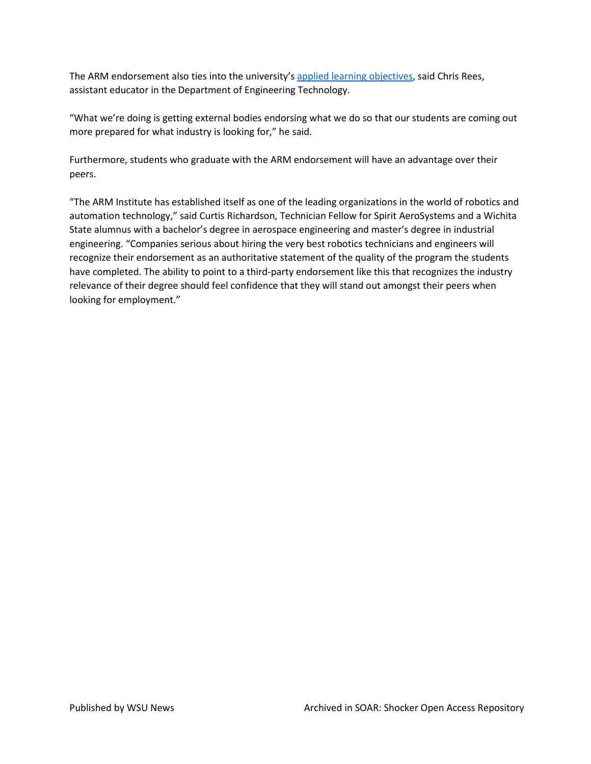The ARM endorsement also ties into the university's applied learning objectives, said Chris Rees, assistant educator in the Department of Engineering Technology.

"What we're doing is getting external bodies endorsing what we do so that our students are coming out more prepared for what industry is looking for," he said.

Furthermore, students who graduate with the ARM endorsement will have an advantage over their peers.

"The ARM Institute has established itself as one of the leading organizations in the world of robotics and automation technology," said Curtis Richardson, Technician Fellow for Spirit AeroSystems and a Wichita State alumnus with a bachelor's degree in aerospace engineering and master's degree in industrial engineering. "Companies serious about hiring the very best robotics technicians and engineers will recognize their endorsement as an authoritative statement of the quality of the program the students have completed. The ability to point to a third-party endorsement like this that recognizes the industry relevance of their degree should feel confidence that they will stand out amongst their peers when looking for employment."